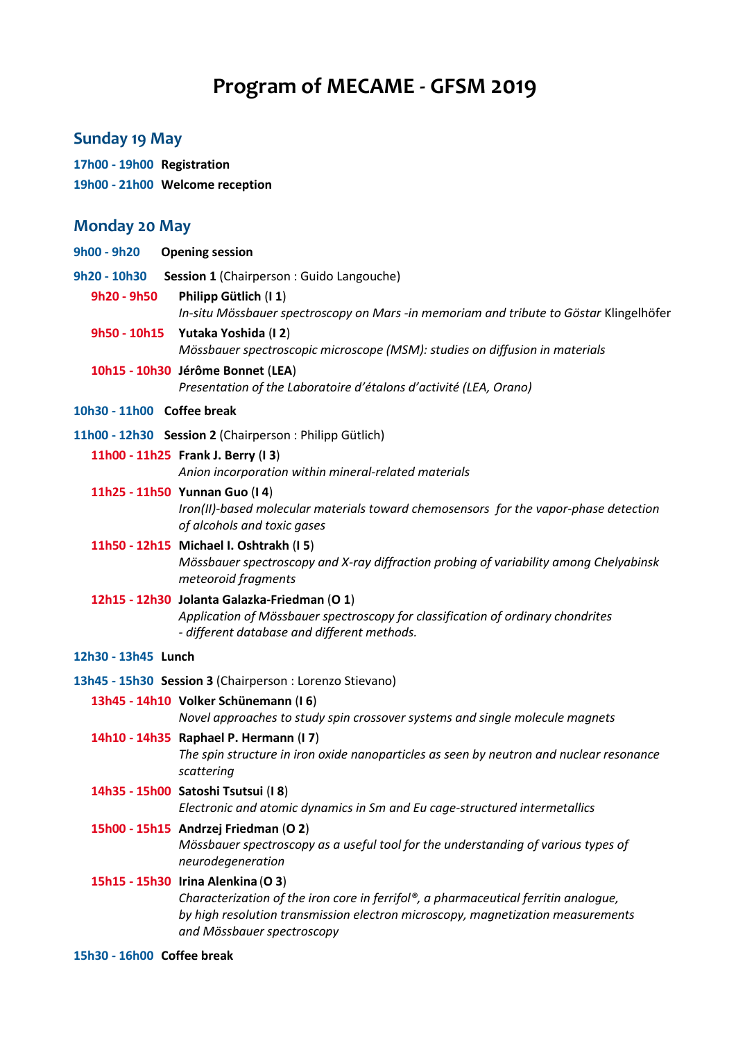# Program of MECAME - GFSM 2019

## Sunday 19 May

**17h00 - 19h00** **Registration**

**19h00 - 21h00** **Welcome reception**

## Monday 20 May

**9h00 - 9h20** **Opening session**

**9h20 - 10h30** **Session 1** (Chairperson : Guido Langouche)

- **9h20 - 9h50** **Philipp Gütlich** (**I 1**)
  *In-situ Mössbauer spectroscopy on Mars -in memoriam and tribute to Göstar* Klingelhöfer
- **9h50 - 10h15** **Yutaka Yoshida** (**I 2**)
  *Mössbauer spectroscopic microscope (MSM): studies on diffusion in materials*
- **10h15 - 10h30** **Jérôme Bonnet** (**LEA**)
  *Presentation of the Laboratoire d'étalons d'activité (LEA, Orano)*

**10h30 - 11h00** **Coffee break**

**11h00 - 12h30** **Session 2** (Chairperson : Philipp Gütlich)

- **11h00 - 11h25** **Frank J. Berry** (**I 3**)
  *Anion incorporation within mineral-related materials*
- **11h25 - 11h50** **Yunnan Guo** (**I 4**)
  *Iron(II)-based molecular materials toward chemosensors for the vapor-phase detection of alcohols and toxic gases*
- **11h50 - 12h15** **Michael I. Oshtrakh** (**I 5**)
  *Mössbauer spectroscopy and X-ray diffraction probing of variability among Chelyabinsk meteoroid fragments*
- **12h15 - 12h30** **Jolanta Galazka-Friedman** (**O 1**)
  *Application of Mössbauer spectroscopy for classification of ordinary chondrites - different database and different methods.*

**12h30 - 13h45** **Lunch**

**13h45 - 15h30** **Session 3** (Chairperson : Lorenzo Stievano)

- **13h45 - 14h10** **Volker Schünemann** (**I 6**)
  *Novel approaches to study spin crossover systems and single molecule magnets*
- **14h10 - 14h35** **Raphael P. Hermann** (**I 7**)
  *The spin structure in iron oxide nanoparticles as seen by neutron and nuclear resonance scattering*
- **14h35 - 15h00** **Satoshi Tsutsui** (**I 8**)
  *Electronic and atomic dynamics in Sm and Eu cage-structured intermetallics*
- **15h00 - 15h15** **Andrzej Friedman** (**O 2**)
  *Mössbauer spectroscopy as a useful tool for the understanding of various types of neurodegeneration*
- **15h15 - 15h30** **Irina Alenkina** (**O 3**)
  *Characterization of the iron core in ferrifol®, a pharmaceutical ferritin analogue, by high resolution transmission electron microscopy, magnetization measurements and Mössbauer spectroscopy*

**15h30 - 16h00** **Coffee break**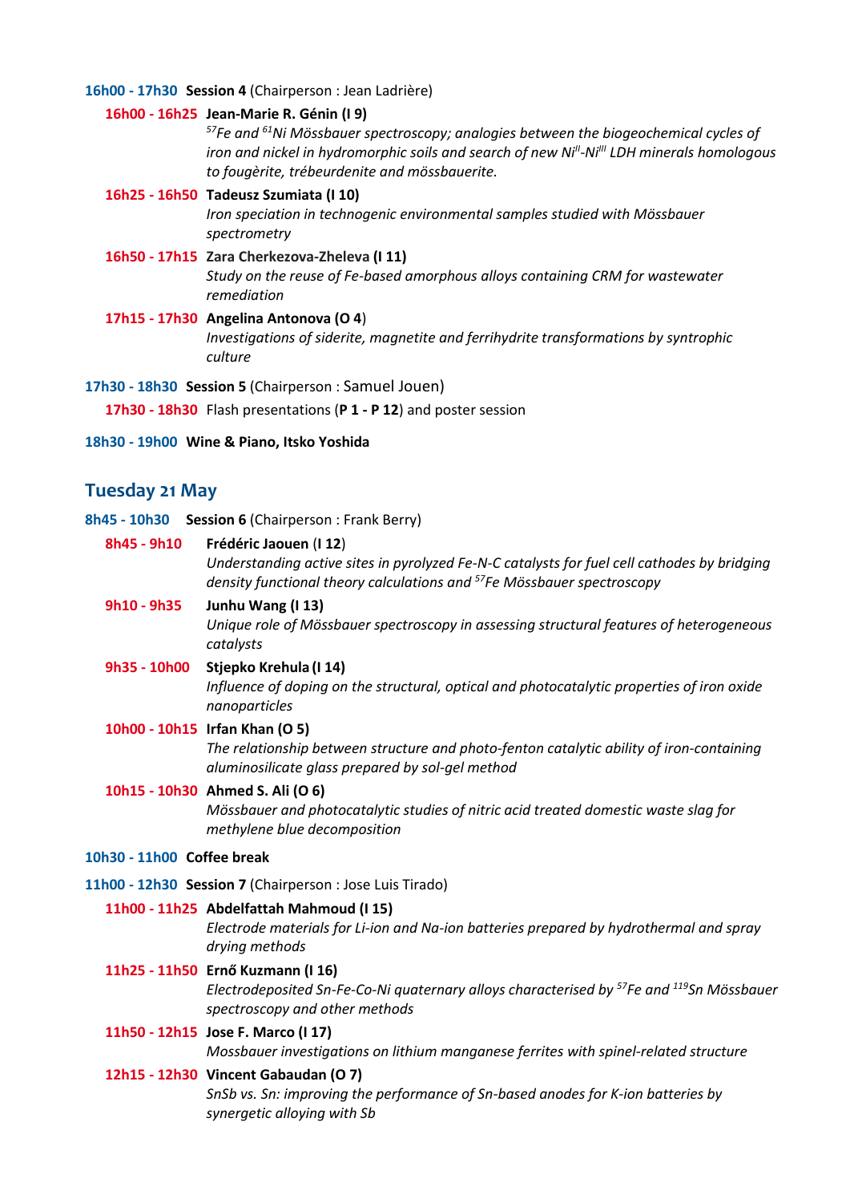**16h00 - 17h30 Session 4** (Chairperson : Jean Ladrière)

**16h00 - 16h25 Jean-Marie R. Génin (I 9)**
*$^{57}$Fe and $^{61}$Ni Mössbauer spectroscopy; analogies between the biogeochemical cycles of iron and nickel in hydromorphic soils and search of new $Ni^{II}$-$Ni^{III}$ LDH minerals homologous to fougèrite, trébeurdenite and mössbauerite.*

**16h25 - 16h50 Tadeusz Szumiata (I 10)**
*Iron speciation in technogenic environmental samples studied with Mössbauer spectrometry*

**16h50 - 17h15 Zara Cherkezova-Zheleva (I 11)**
*Study on the reuse of Fe-based amorphous alloys containing CRM for wastewater remediation*

**17h15 - 17h30 Angelina Antonova (O 4)**
*Investigations of siderite, magnetite and ferrihydrite transformations by syntrophic culture*

**17h30 - 18h30 Session 5** (Chairperson : Samuel Jouen)

**17h30 - 18h30** Flash presentations (**P 1 - P 12**) and poster session

**18h30 - 19h00 Wine & Piano, Itsko Yoshida**

## Tuesday 21 May

**8h45 - 10h30 Session 6** (Chairperson : Frank Berry)

**8h45 - 9h10 Frédéric Jaouen** (**I 12**)
*Understanding active sites in pyrolyzed Fe-N-C catalysts for fuel cell cathodes by bridging density functional theory calculations and $^{57}$Fe Mössbauer spectroscopy*

**9h10 - 9h35 Junhu Wang (I 13)**
*Unique role of Mössbauer spectroscopy in assessing structural features of heterogeneous catalysts*

**9h35 - 10h00 Stjepko Krehula (I 14)**
*Influence of doping on the structural, optical and photocatalytic properties of iron oxide nanoparticles*

**10h00 - 10h15 Irfan Khan (O 5)**
*The relationship between structure and photo-fenton catalytic ability of iron-containing aluminosilicate glass prepared by sol-gel method*

**10h15 - 10h30 Ahmed S. Ali (O 6)**
*Mössbauer and photocatalytic studies of nitric acid treated domestic waste slag for methylene blue decomposition*

**10h30 - 11h00 Coffee break**

**11h00 - 12h30 Session 7** (Chairperson : Jose Luis Tirado)

**11h00 - 11h25 Abdelfattah Mahmoud (I 15)**
*Electrode materials for Li-ion and Na-ion batteries prepared by hydrothermal and spray drying methods*

**11h25 - 11h50 Ernő Kuzmann (I 16)**
*Electrodeposited Sn-Fe-Co-Ni quaternary alloys characterised by $^{57}$Fe and $^{119}$Sn Mössbauer spectroscopy and other methods*

**11h50 - 12h15 Jose F. Marco (I 17)**
*Mossbauer investigations on lithium manganese ferrites with spinel-related structure*

**12h15 - 12h30 Vincent Gabaudan (O 7)**
*SnSb vs. Sn: improving the performance of Sn-based anodes for K-ion batteries by synergetic alloying with Sb*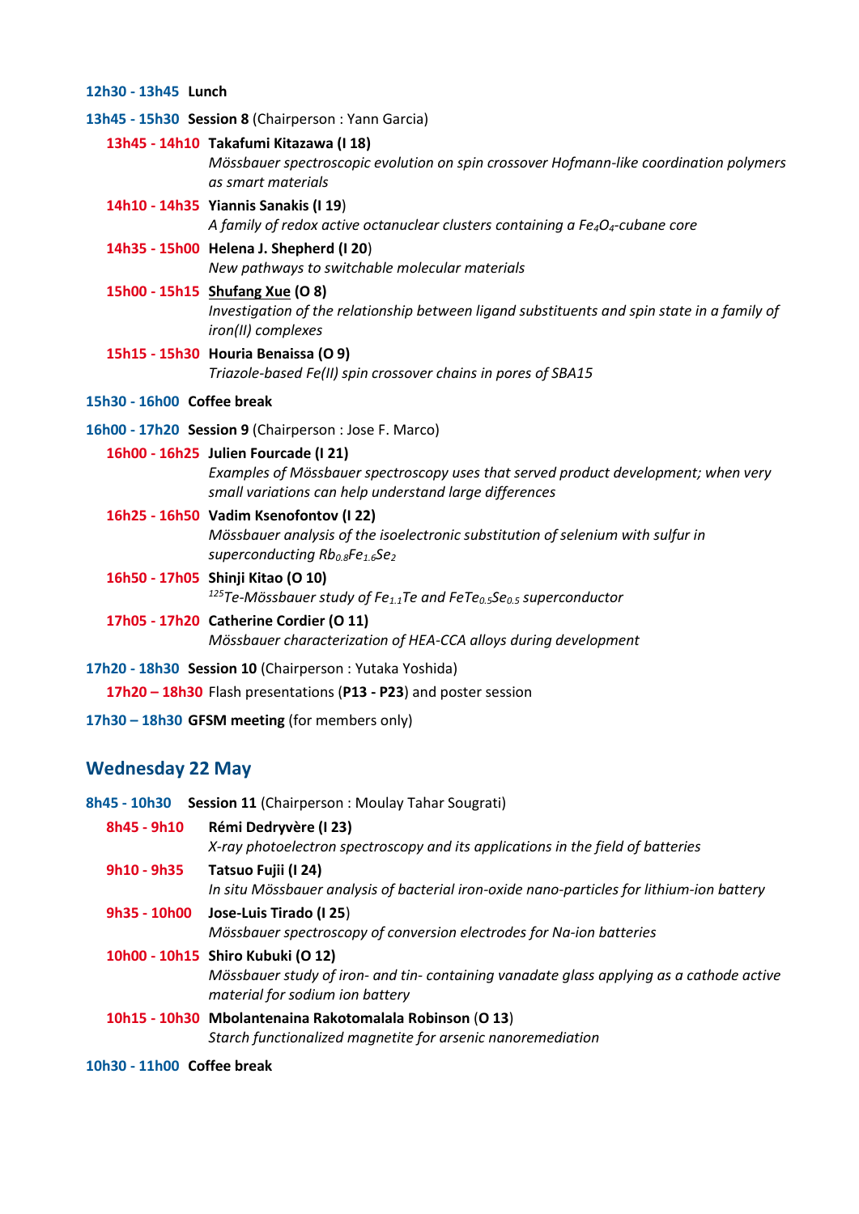**12h30 - 13h45 Lunch**

**13h45 - 15h30 Session 8** (Chairperson : Yann Garcia)

- **13h45 - 14h10 Takafumi Kitazawa (I 18)**
  *Mössbauer spectroscopic evolution on spin crossover Hofmann-like coordination polymers as smart materials*
- **14h10 - 14h35 Yiannis Sanakis (I 19)**
  *A family of redox active octanuclear clusters containing a $Fe_4O_4$-cubane core*
- **14h35 - 15h00 Helena J. Shepherd (I 20)**
  *New pathways to switchable molecular materials*
- **15h00 - 15h15 Shufang Xue (O 8)**
  *Investigation of the relationship between ligand substituents and spin state in a family of iron(II) complexes*
- **15h15 - 15h30 Houria Benaissa (O 9)**
  *Triazole-based Fe(II) spin crossover chains in pores of SBA15*

**15h30 - 16h00 Coffee break**

**16h00 - 17h20 Session 9** (Chairperson : Jose F. Marco)

- **16h00 - 16h25 Julien Fourcade (I 21)**
  *Examples of Mössbauer spectroscopy uses that served product development; when very small variations can help understand large differences*
- **16h25 - 16h50 Vadim Ksenofontov (I 22)**
  *Mössbauer analysis of the isoelectronic substitution of selenium with sulfur in superconducting $Rb_{0.8}Fe_{1.6}Se_2$*
- **16h50 - 17h05 Shinji Kitao (O 10)**
  *$^{125}$Te-Mössbauer study of $Fe_{1.1}Te$ and $FeTe_{0.5}Se_{0.5}$ superconductor*
- **17h05 - 17h20 Catherine Cordier (O 11)**
  *Mössbauer characterization of HEA-CCA alloys during development*

**17h20 - 18h30 Session 10** (Chairperson : Yutaka Yoshida)

- **17h20 – 18h30** Flash presentations (**P13 - P23**) and poster session

**17h30 – 18h30 GFSM meeting** (for members only)

## Wednesday 22 May

**8h45 - 10h30 Session 11** (Chairperson : Moulay Tahar Sougrati)

- **8h45 - 9h10 Rémi Dedryvère (I 23)**
  *X-ray photoelectron spectroscopy and its applications in the field of batteries*
- **9h10 - 9h35 Tatsuo Fujii (I 24)**
  *In situ Mössbauer analysis of bacterial iron-oxide nano-particles for lithium-ion battery*
- **9h35 - 10h00 Jose-Luis Tirado (I 25)**
  *Mössbauer spectroscopy of conversion electrodes for Na-ion batteries*
- **10h00 - 10h15 Shiro Kubuki (O 12)**
  *Mössbauer study of iron- and tin- containing vanadate glass applying as a cathode active material for sodium ion battery*
- **10h15 - 10h30 Mbolantenaina Rakotomalala Robinson (O 13)**
  *Starch functionalized magnetite for arsenic nanoremediation*

**10h30 - 11h00 Coffee break**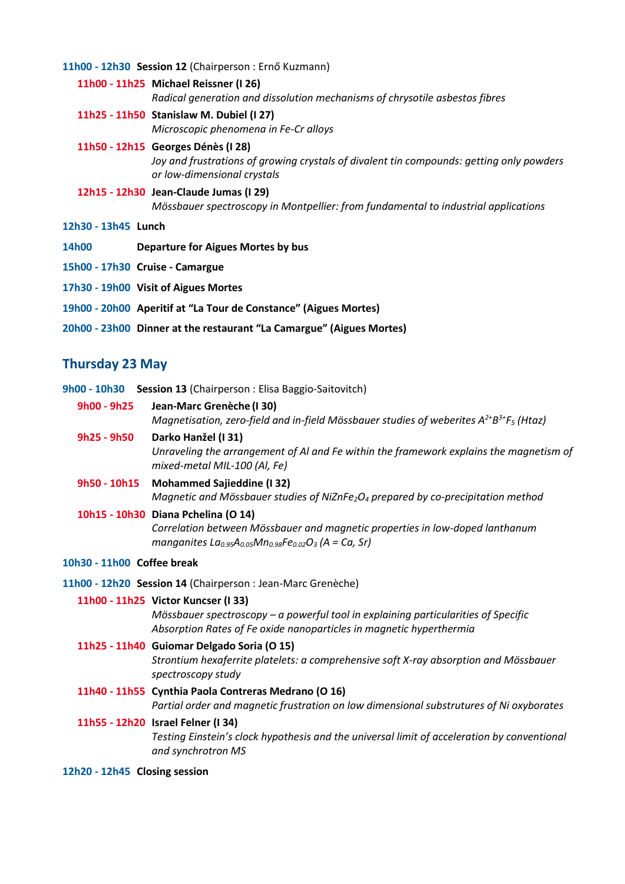**11h00 - 12h30 Session 12** (Chairperson : Ernő Kuzmann)

- **11h00 - 11h25 Michael Reissner (I 26)**
  *Radical generation and dissolution mechanisms of chrysotile asbestos fibres*
- **11h25 - 11h50 Stanislaw M. Dubiel (I 27)**
  *Microscopic phenomena in Fe-Cr alloys*
- **11h50 - 12h15 Georges Dénès (I 28)**
  *Joy and frustrations of growing crystals of divalent tin compounds: getting only powders or low-dimensional crystals*
- **12h15 - 12h30 Jean-Claude Jumas (I 29)**
  *Mössbauer spectroscopy in Montpellier: from fundamental to industrial applications*

**12h30 - 13h45 Lunch**

**14h00 Departure for Aigues Mortes by bus**

**15h00 - 17h30 Cruise - Camargue**

**17h30 - 19h00 Visit of Aigues Mortes**

**19h00 - 20h00 Aperitif at “La Tour de Constance” (Aigues Mortes)**

**20h00 - 23h00 Dinner at the restaurant “La Camargue” (Aigues Mortes)**

## Thursday 23 May

**9h00 - 10h30 Session 13** (Chairperson : Elisa Baggio-Saitovitch)

- **9h00 - 9h25 Jean-Marc Grenèche (I 30)**
  *Magnetisation, zero-field and in-field Mössbauer studies of weberites $A^{2+}B^{3+}F_5$ (Htaz)*
- **9h25 - 9h50 Darko Hanžel (I 31)**
  *Unraveling the arrangement of Al and Fe within the framework explains the magnetism of mixed-metal MIL-100 (Al, Fe)*
- **9h50 - 10h15 Mohammed Sajieddine (I 32)**
  *Magnetic and Mössbauer studies of $NiZnFe_2O_4$ prepared by co-precipitation method*
- **10h15 - 10h30 Diana Pchelina (O 14)**
  *Correlation between Mössbauer and magnetic properties in low-doped lanthanum manganites $La_{0.95}A_{0.05}Mn_{0.98}Fe_{0.02}O_3$ (A = Ca, Sr)*

**10h30 - 11h00 Coffee break**

**11h00 - 12h20 Session 14** (Chairperson : Jean-Marc Grenèche)

- **11h00 - 11h25 Victor Kuncser (I 33)**
  *Mössbauer spectroscopy – a powerful tool in explaining particularities of Specific Absorption Rates of Fe oxide nanoparticles in magnetic hyperthermia*
- **11h25 - 11h40 Guiomar Delgado Soria (O 15)**
  *Strontium hexaferrite platelets: a comprehensive soft X-ray absorption and Mössbauer spectroscopy study*
- **11h40 - 11h55 Cynthia Paola Contreras Medrano (O 16)**
  *Partial order and magnetic frustration on low dimensional substrutures of Ni oxyborates*
- **11h55 - 12h20 Israel Felner (I 34)**
  *Testing Einstein’s clock hypothesis and the universal limit of acceleration by conventional and synchrotron MS*

**12h20 - 12h45 Closing session**